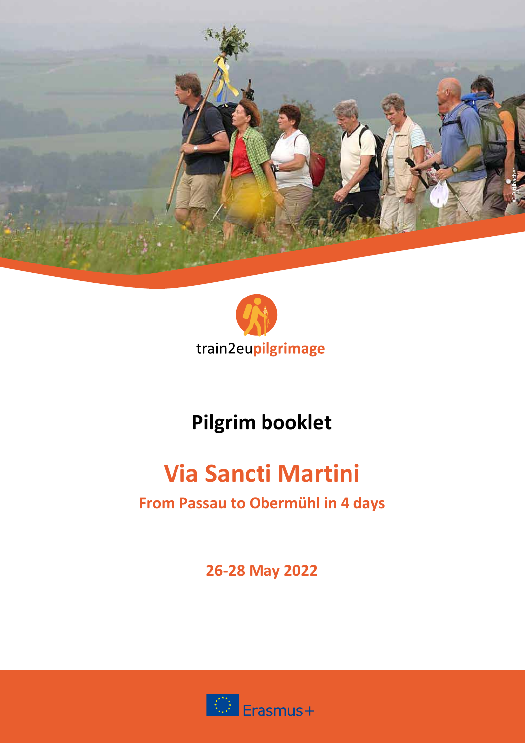train2eupilgrimage

# Pilgrim booklet

## Via Sancti Martini

### From Passau to Obermühl in 4 days

**26-28 May 2022**

Erasmus+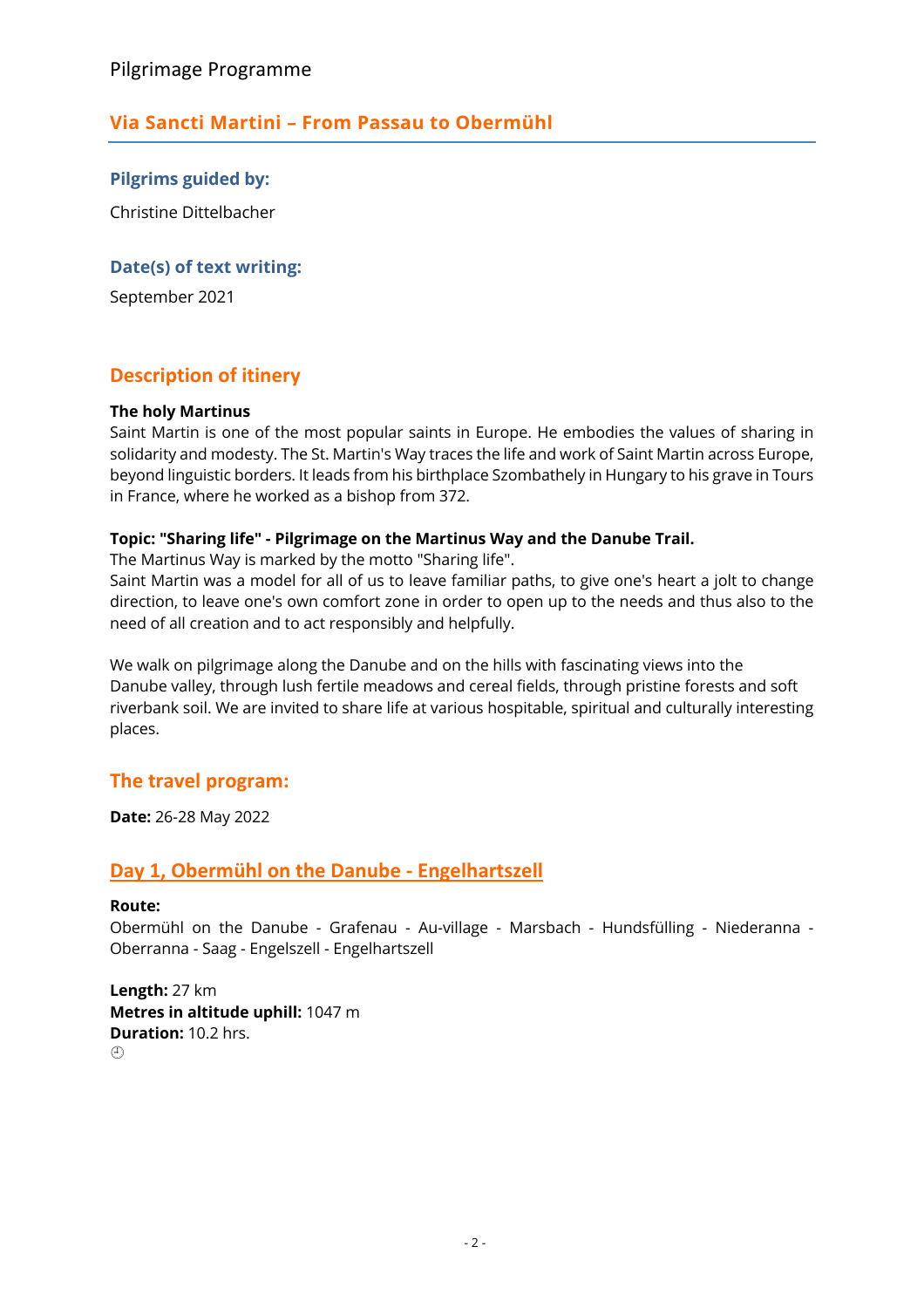Pilgrimage Programme

## Via Sancti Martini – From Passau to Obermühl

### Pilgrims guided by:

Christine Dittelbacher

### Date(s) of text writing:

September 2021

## Description of itinery

**The holy Martinus**
Saint Martin is one of the most popular saints in Europe. He embodies the values of sharing in solidarity and modesty. The St. Martin's Way traces the life and work of Saint Martin across Europe, beyond linguistic borders. It leads from his birthplace Szombathely in Hungary to his grave in Tours in France, where he worked as a bishop from 372.

**Topic: "Sharing life" - Pilgrimage on the Martinus Way and the Danube Trail.**
The Martinus Way is marked by the motto "Sharing life".
Saint Martin was a model for all of us to leave familiar paths, to give one's heart a jolt to change direction, to leave one's own comfort zone in order to open up to the needs and thus also to the need of all creation and to act responsibly and helpfully.

We walk on pilgrimage along the Danube and on the hills with fascinating views into the Danube valley, through lush fertile meadows and cereal fields, through pristine forests and soft riverbank soil. We are invited to share life at various hospitable, spiritual and culturally interesting places.

## The travel program:

**Date:** 26-28 May 2022

## Day 1, Obermühl on the Danube - Engelhartszell

**Route:**
Obermühl on the Danube - Grafenau - Au-village - Marsbach - Hundsfülling - Niederanna - Oberranna - Saag - Engelszell - Engelhartszell

**Length:** 27 km
**Metres in altitude uphill:** 1047 m
**Duration:** 10.2 hrs.
🕘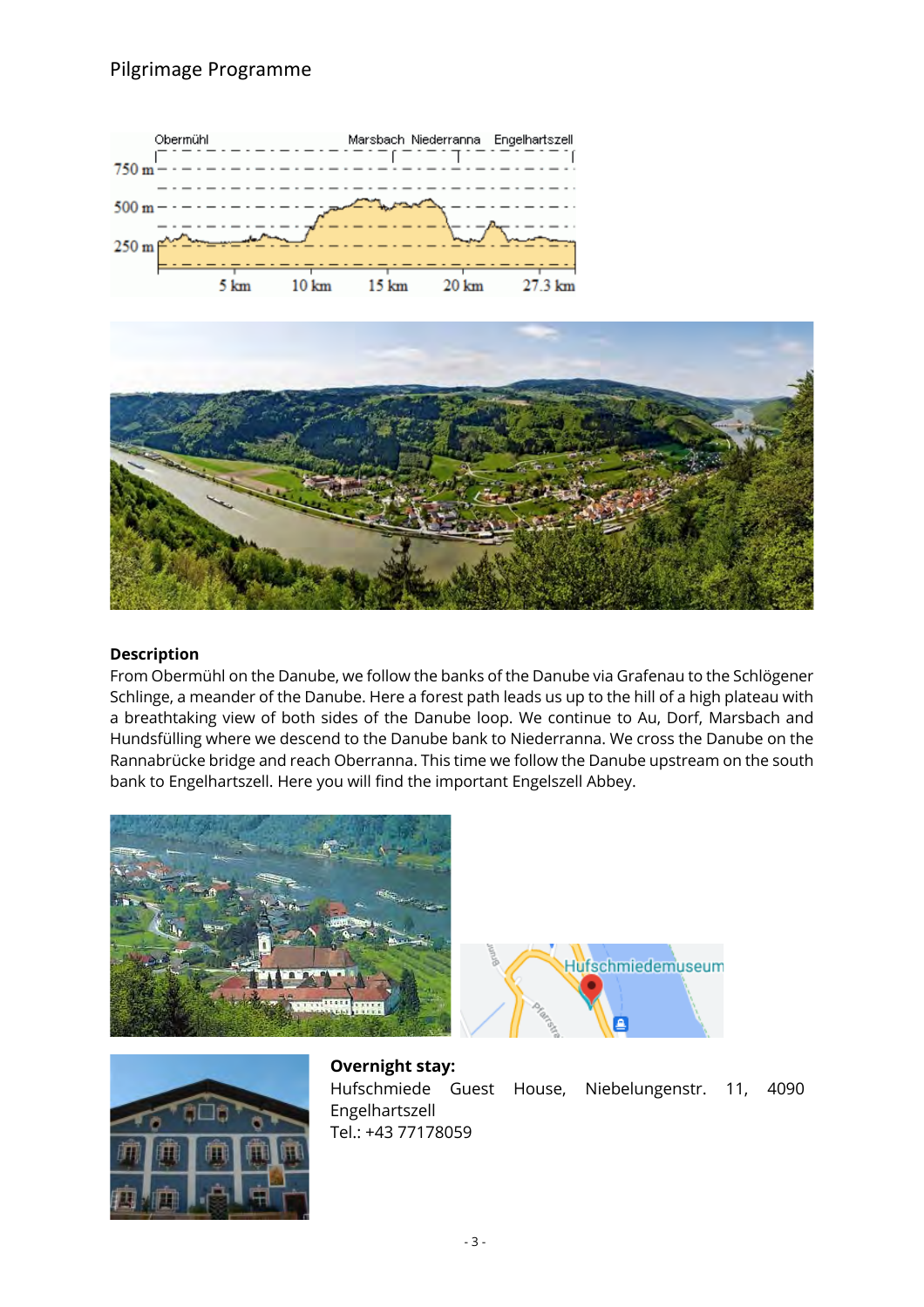Pilgrimage Programme

**Description**

From Obermühl on the Danube, we follow the banks of the Danube via Grafenau to the Schlögener Schlinge, a meander of the Danube. Here a forest path leads us up to the hill of a high plateau with a breathtaking view of both sides of the Danube loop. We continue to Au, Dorf, Marsbach and Hundsfülling where we descend to the Danube bank to Niederranna. We cross the Danube on the Rannabrücke bridge and reach Oberranna. This time we follow the Danube upstream on the south bank to Engelhartszell. Here you will find the important Engelszell Abbey.

**Overnight stay:**

Hufschmiede Guest House, Niebelungenstr. 11, 4090 Engelhartszell

Tel.: +43 77178059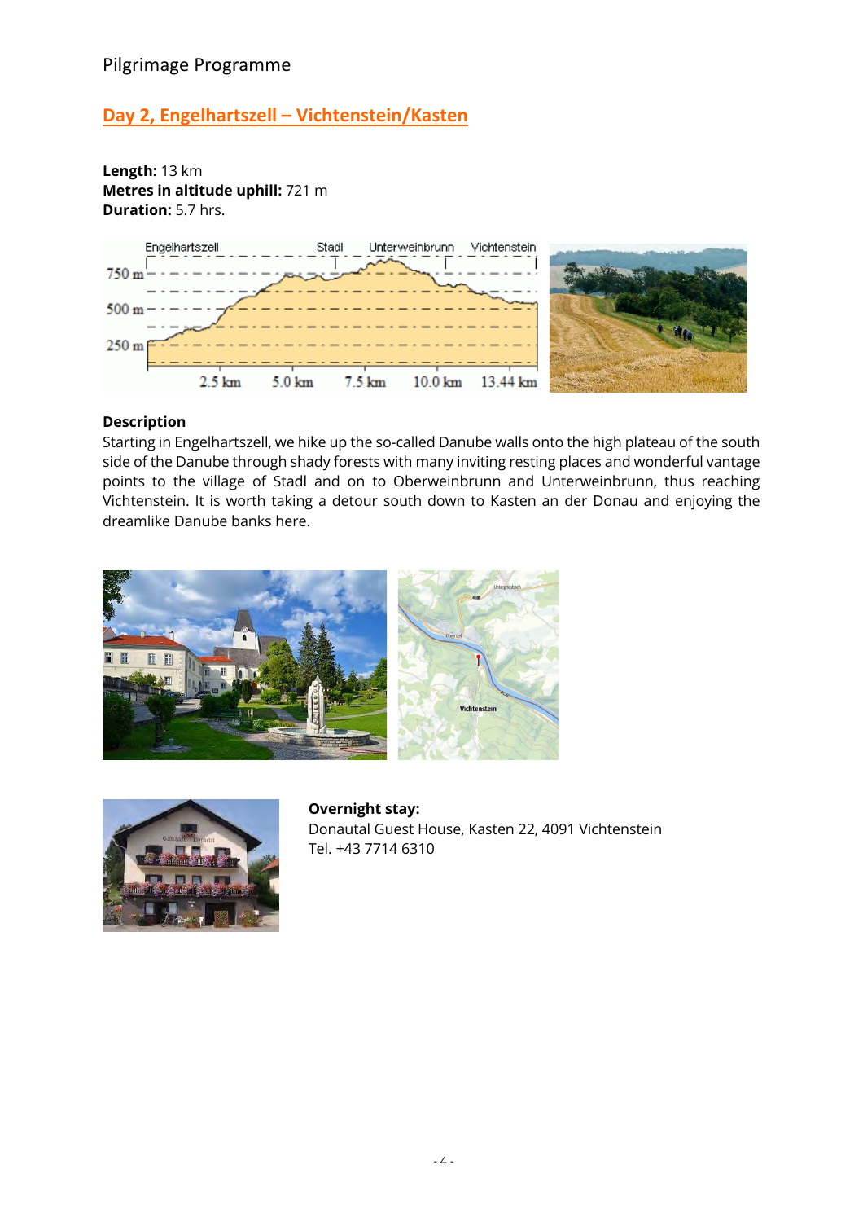Pilgrimage Programme

## Day 2, Engelhartszell – Vichtenstein/Kasten

**Length:** 13 km
**Metres in altitude uphill:** 721 m
**Duration:** 5.7 hrs.

**Description**
Starting in Engelhartszell, we hike up the so-called Danube walls onto the high plateau of the south side of the Danube through shady forests with many inviting resting places and wonderful vantage points to the village of Stadl and on to Oberweinbrunn and Unterweinbrunn, thus reaching Vichtenstein. It is worth taking a detour south down to Kasten an der Donau and enjoying the dreamlike Danube banks here.

**Overnight stay:**
Donautal Guest House, Kasten 22, 4091 Vichtenstein
Tel. +43 7714 6310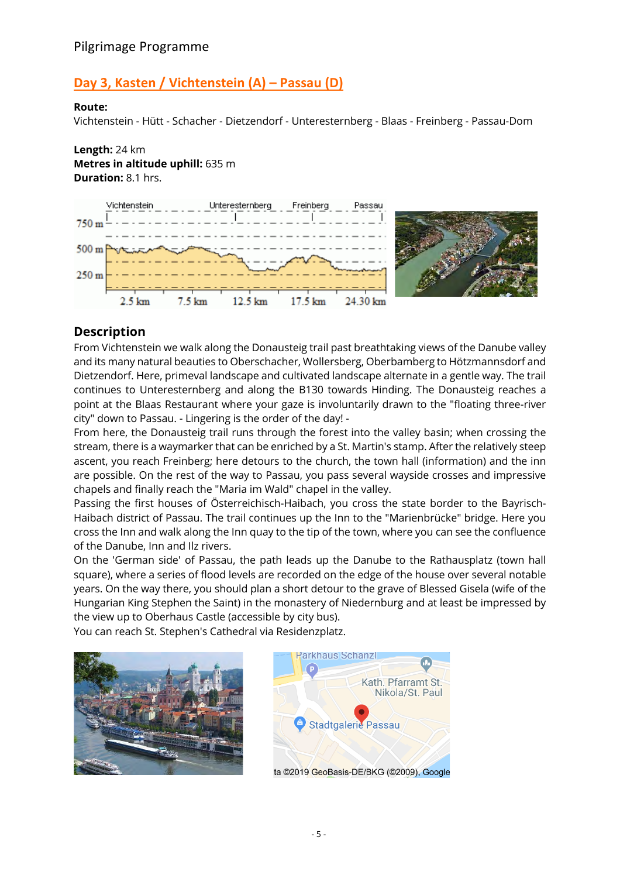Pilgrimage Programme

## Day 3, Kasten / Vichtenstein (A) – Passau (D)

**Route:**
Vichtenstein - Hütt - Schacher - Dietzendorf - Unteresternberg - Blaas - Freinberg - Passau-Dom

**Length:** 24 km
**Metres in altitude uphill:** 635 m
**Duration:** 8.1 hrs.

## Description

From Vichtenstein we walk along the Donausteig trail past breathtaking views of the Danube valley and its many natural beauties to Oberschacher, Wollersberg, Oberbamberg to Hötzmannsdorf and Dietzendorf. Here, primeval landscape and cultivated landscape alternate in a gentle way. The trail continues to Unteresternberg and along the B130 towards Hinding. The Donausteig reaches a point at the Blaas Restaurant where your gaze is involuntarily drawn to the "floating three-river city" down to Passau. - Lingering is the order of the day! -
From here, the Donausteig trail runs through the forest into the valley basin; when crossing the stream, there is a waymarker that can be enriched by a St. Martin's stamp. After the relatively steep ascent, you reach Freinberg; here detours to the church, the town hall (information) and the inn are possible. On the rest of the way to Passau, you pass several wayside crosses and impressive chapels and finally reach the "Maria im Wald" chapel in the valley.
Passing the first houses of Österreichisch-Haibach, you cross the state border to the Bayrisch-Haibach district of Passau. The trail continues up the Inn to the "Marienbrücke" bridge. Here you cross the Inn and walk along the Inn quay to the tip of the town, where you can see the confluence of the Danube, Inn and Ilz rivers.
On the 'German side' of Passau, the path leads up the Danube to the Rathausplatz (town hall square), where a series of flood levels are recorded on the edge of the house over several notable years. On the way there, you should plan a short detour to the grave of Blessed Gisela (wife of the Hungarian King Stephen the Saint) in the monastery of Niedernburg and at least be impressed by the view up to Oberhaus Castle (accessible by city bus).
You can reach St. Stephen's Cathedral via Residenzplatz.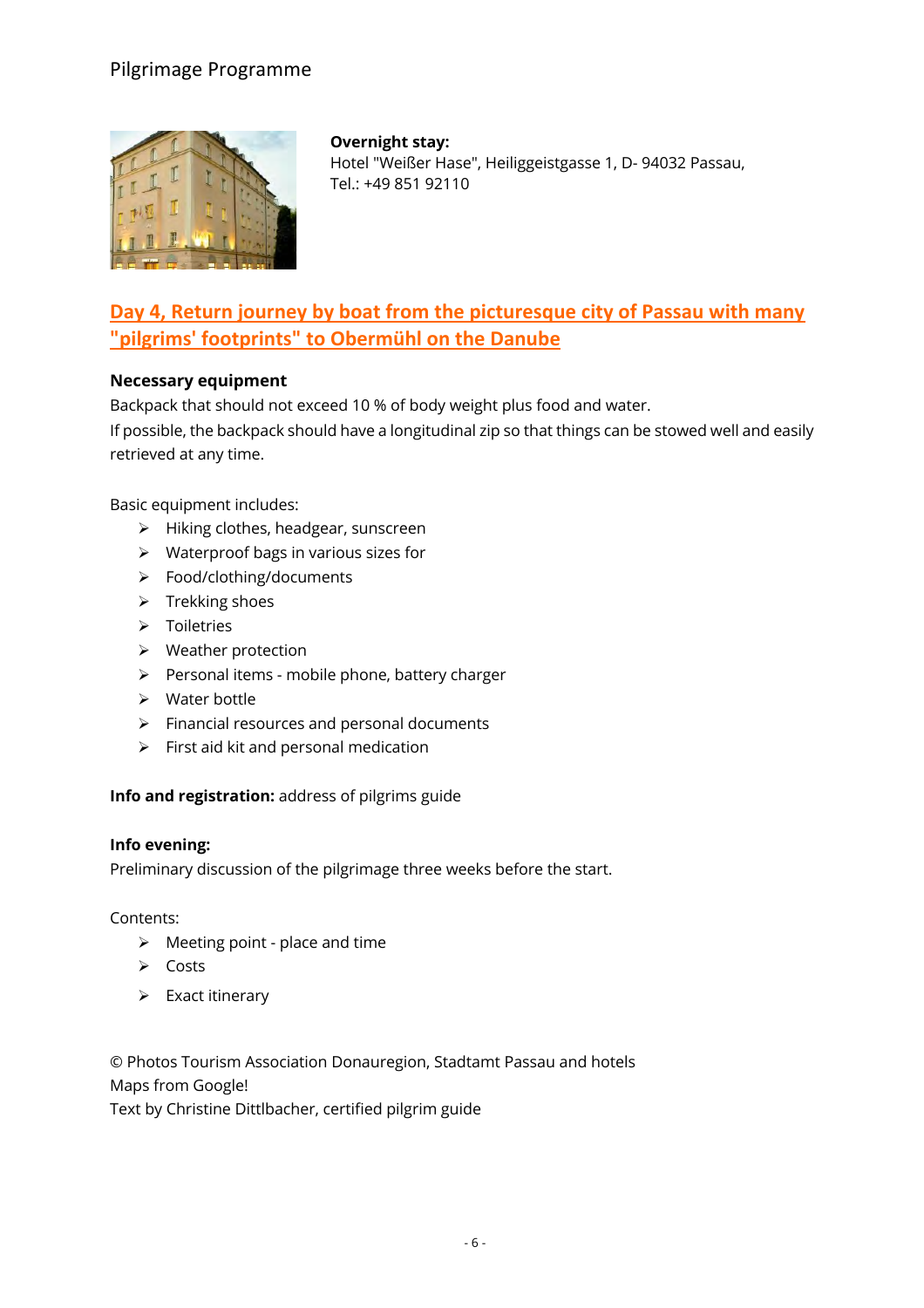**Overnight stay:**
Hotel "Weißer Hase", Heiliggeistgasse 1, D- 94032 Passau,
Tel.: +49 851 92110

## Day 4, Return journey by boat from the picturesque city of Passau with many "pilgrims' footprints" to Obermühl on the Danube

**Necessary equipment**

Backpack that should not exceed 10 % of body weight plus food and water.
If possible, the backpack should have a longitudinal zip so that things can be stowed well and easily retrieved at any time.

Basic equipment includes:

- Hiking clothes, headgear, sunscreen
- Waterproof bags in various sizes for
- Food/clothing/documents
- Trekking shoes
- Toiletries
- Weather protection
- Personal items - mobile phone, battery charger
- Water bottle
- Financial resources and personal documents
- First aid kit and personal medication

**Info and registration:** address of pilgrims guide

**Info evening:**
Preliminary discussion of the pilgrimage three weeks before the start.

Contents:

- Meeting point - place and time
- Costs
- Exact itinerary

© Photos Tourism Association Donauregion, Stadtamt Passau and hotels
Maps from Google!
Text by Christine Dittlbacher, certified pilgrim guide